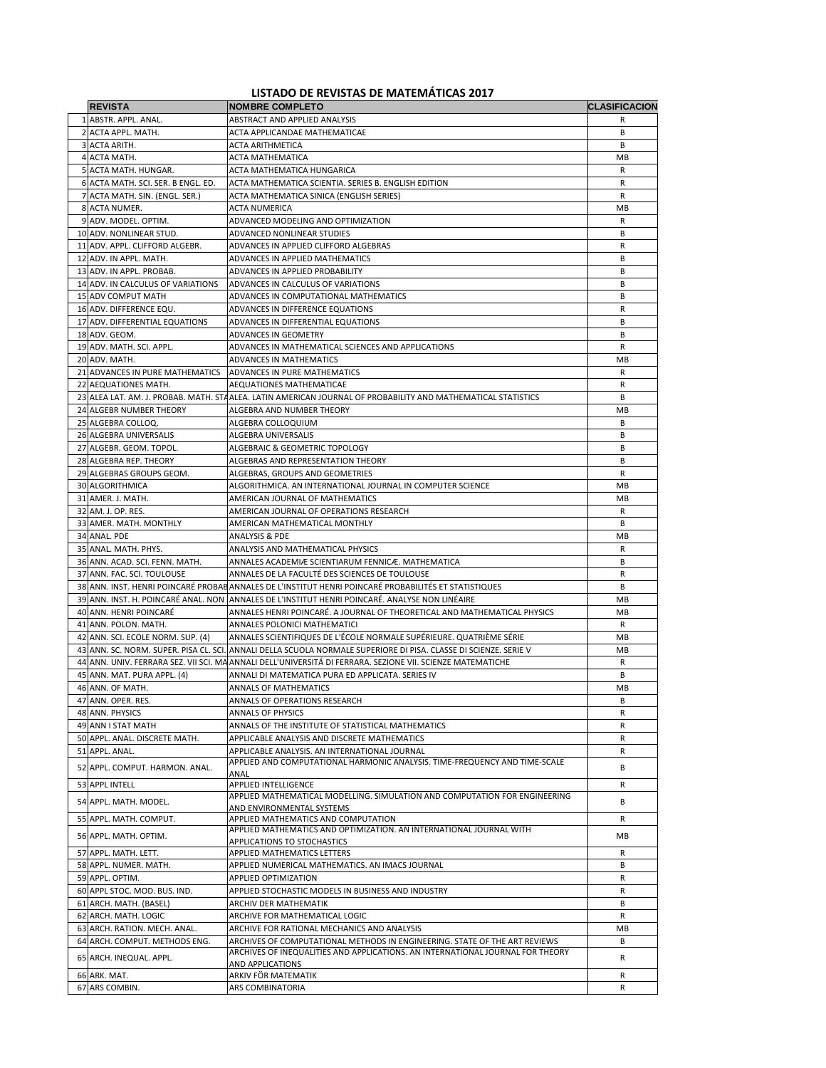# LISTADO DE REVISTAS DE MATEMÁTICAS 2017

| | REVISTA | NOMBRE COMPLETO | CLASIFICACION |
|---|---|---|---|
| 1 | ABSTR. APPL. ANAL. | ABSTRACT AND APPLIED ANALYSIS | R |
| 2 | ACTA APPL. MATH. | ACTA APPLICANDAE MATHEMATICAE | B |
| 3 | ACTA ARITH. | ACTA ARITHMETICA | B |
| 4 | ACTA MATH. | ACTA MATHEMATICA | MB |
| 5 | ACTA MATH. HUNGAR. | ACTA MATHEMATICA HUNGARICA | R |
| 6 | ACTA MATH. SCI. SER. B ENGL. ED. | ACTA MATHEMATICA SCIENTIA. SERIES B. ENGLISH EDITION | R |
| 7 | ACTA MATH. SIN. (ENGL. SER.) | ACTA MATHEMATICA SINICA (ENGLISH SERIES) | R |
| 8 | ACTA NUMER. | ACTA NUMERICA | MB |
| 9 | ADV. MODEL. OPTIM. | ADVANCED MODELING AND OPTIMIZATION | R |
| 10 | ADV. NONLINEAR STUD. | ADVANCED NONLINEAR STUDIES | B |
| 11 | ADV. APPL. CLIFFORD ALGEBR. | ADVANCES IN APPLIED CLIFFORD ALGEBRAS | R |
| 12 | ADV. IN APPL. MATH. | ADVANCES IN APPLIED MATHEMATICS | B |
| 13 | ADV. IN APPL. PROBAB. | ADVANCES IN APPLIED PROBABILITY | B |
| 14 | ADV. IN CALCULUS OF VARIATIONS | ADVANCES IN CALCULUS OF VARIATIONS | B |
| 15 | ADV COMPUT MATH | ADVANCES IN COMPUTATIONAL MATHEMATICS | B |
| 16 | ADV. DIFFERENCE EQU. | ADVANCES IN DIFFERENCE EQUATIONS | R |
| 17 | ADV. DIFFERENTIAL EQUATIONS | ADVANCES IN DIFFERENTIAL EQUATIONS | B |
| 18 | ADV. GEOM. | ADVANCES IN GEOMETRY | B |
| 19 | ADV. MATH. SCI. APPL. | ADVANCES IN MATHEMATICAL SCIENCES AND APPLICATIONS | R |
| 20 | ADV. MATH. | ADVANCES IN MATHEMATICS | MB |
| 21 | ADVANCES IN PURE MATHEMATICS | ADVANCES IN PURE MATHEMATICS | R |
| 22 | AEQUATIONES MATH. | AEQUATIONES MATHEMATICAE | R |
| 23 | ALEA LAT. AM. J. PROBAB. MATH. STA | ALEA. LATIN AMERICAN JOURNAL OF PROBABILITY AND MATHEMATICAL STATISTICS | B |
| 24 | ALGEBR NUMBER THEORY | ALGEBRA AND NUMBER THEORY | MB |
| 25 | ALGEBRA COLLOQ. | ALGEBRA COLLOQUIUM | B |
| 26 | ALGEBRA UNIVERSALIS | ALGEBRA UNIVERSALIS | B |
| 27 | ALGEBR. GEOM. TOPOL. | ALGEBRAIC & GEOMETRIC TOPOLOGY | B |
| 28 | ALGEBRA REP. THEORY | ALGEBRAS AND REPRESENTATION THEORY | B |
| 29 | ALGEBRAS GROUPS GEOM. | ALGEBRAS, GROUPS AND GEOMETRIES | R |
| 30 | ALGORITHMICA | ALGORITHMICA. AN INTERNATIONAL JOURNAL IN COMPUTER SCIENCE | MB |
| 31 | AMER. J. MATH. | AMERICAN JOURNAL OF MATHEMATICS | MB |
| 32 | AM. J. OP. RES. | AMERICAN JOURNAL OF OPERATIONS RESEARCH | R |
| 33 | AMER. MATH. MONTHLY | AMERICAN MATHEMATICAL MONTHLY | B |
| 34 | ANAL. PDE | ANALYSIS & PDE | MB |
| 35 | ANAL. MATH. PHYS. | ANALYSIS AND MATHEMATICAL PHYSICS | R |
| 36 | ANN. ACAD. SCI. FENN. MATH. | ANNALES ACADEMIÆ SCIENTIARUM FENNICÆ. MATHEMATICA | B |
| 37 | ANN. FAC. SCI. TOULOUSE | ANNALES DE LA FACULTÉ DES SCIENCES DE TOULOUSE | R |
| 38 | ANN. INST. HENRI POINCARÉ PROBAB | ANNALES DE L'INSTITUT HENRI POINCARÉ PROBABILITÉS ET STATISTIQUES | B |
| 39 | ANN. INST. H. POINCARÉ ANAL. NON | ANNALES DE L'INSTITUT HENRI POINCARÉ. ANALYSE NON LINÉAIRE | MB |
| 40 | ANN. HENRI POINCARÉ | ANNALES HENRI POINCARÉ. A JOURNAL OF THEORETICAL AND MATHEMATICAL PHYSICS | MB |
| 41 | ANN. POLON. MATH. | ANNALES POLONICI MATHEMATICI | R |
| 42 | ANN. SCI. ECOLE NORM. SUP. (4) | ANNALES SCIENTIFIQUES DE L'ÉCOLE NORMALE SUPÉRIEURE. QUATRIÈME SÉRIE | MB |
| 43 | ANN. SC. NORM. SUPER. PISA CL. SCI. | ANNALI DELLA SCUOLA NORMALE SUPERIORE DI PISA. CLASSE DI SCIENZE. SERIE V | MB |
| 44 | ANN. UNIV. FERRARA SEZ. VII SCI. MA | ANNALI DELL'UNIVERSITÁ DI FERRARA. SEZIONE VII. SCIENZE MATEMATICHE | R |
| 45 | ANN. MAT. PURA APPL. (4) | ANNALI DI MATEMATICA PURA ED APPLICATA. SERIES IV | B |
| 46 | ANN. OF MATH. | ANNALS OF MATHEMATICS | MB |
| 47 | ANN. OPER. RES. | ANNALS OF OPERATIONS RESEARCH | B |
| 48 | ANN. PHYSICS | ANNALS OF PHYSICS | R |
| 49 | ANN I STAT MATH | ANNALS OF THE INSTITUTE OF STATISTICAL MATHEMATICS | R |
| 50 | APPL. ANAL. DISCRETE MATH. | APPLICABLE ANALYSIS AND DISCRETE MATHEMATICS | R |
| 51 | APPL. ANAL. | APPLICABLE ANALYSIS. AN INTERNATIONAL JOURNAL | R |
| 52 | APPL. COMPUT. HARMON. ANAL. | APPLIED AND COMPUTATIONAL HARMONIC ANALYSIS. TIME-FREQUENCY AND TIME-SCALE ANAL | B |
| 53 | APPL INTELL | APPLIED INTELLIGENCE | R |
| 54 | APPL. MATH. MODEL. | APPLIED MATHEMATICAL MODELLING. SIMULATION AND COMPUTATION FOR ENGINEERING AND ENVIRONMENTAL SYSTEMS | B |
| 55 | APPL. MATH. COMPUT. | APPLIED MATHEMATICS AND COMPUTATION | R |
| 56 | APPL. MATH. OPTIM. | APPLIED MATHEMATICS AND OPTIMIZATION. AN INTERNATIONAL JOURNAL WITH APPLICATIONS TO STOCHASTICS | MB |
| 57 | APPL. MATH. LETT. | APPLIED MATHEMATICS LETTERS | R |
| 58 | APPL. NUMER. MATH. | APPLIED NUMERICAL MATHEMATICS. AN IMACS JOURNAL | B |
| 59 | APPL. OPTIM. | APPLIED OPTIMIZATION | R |
| 60 | APPL STOC. MOD. BUS. IND. | APPLIED STOCHASTIC MODELS IN BUSINESS AND INDUSTRY | R |
| 61 | ARCH. MATH. (BASEL) | ARCHIV DER MATHEMATIK | B |
| 62 | ARCH. MATH. LOGIC | ARCHIVE FOR MATHEMATICAL LOGIC | R |
| 63 | ARCH. RATION. MECH. ANAL. | ARCHIVE FOR RATIONAL MECHANICS AND ANALYSIS | MB |
| 64 | ARCH. COMPUT. METHODS ENG. | ARCHIVES OF COMPUTATIONAL METHODS IN ENGINEERING. STATE OF THE ART REVIEWS | B |
| 65 | ARCH. INEQUAL. APPL. | ARCHIVES OF INEQUALITIES AND APPLICATIONS. AN INTERNATIONAL JOURNAL FOR THEORY AND APPLICATIONS | R |
| 66 | ARK. MAT. | ARKIV FÖR MATEMATIK | R |
| 67 | ARS COMBIN. | ARS COMBINATORIA | R |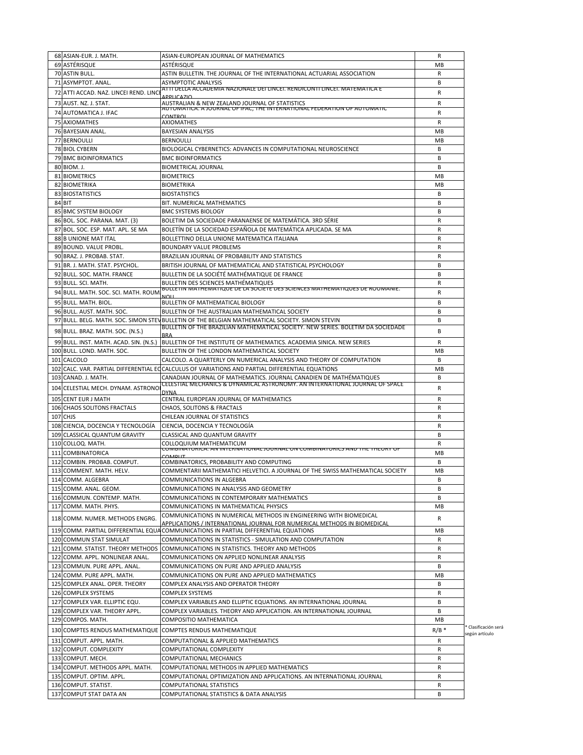| | | | | |
|---|---|---|---|---|
| 68 | ASIAN-EUR. J. MATH. | ASIAN-EUROPEAN JOURNAL OF MATHEMATICS | R | |
| 69 | ASTÉRISQUE | ASTÉRISQUE | MB | |
| 70 | ASTIN BULL. | ASTIN BULLETIN. THE JOURNAL OF THE INTERNATIONAL ACTUARIAL ASSOCIATION | R | |
| 71 | ASYMPTOT. ANAL. | ASYMPTOTIC ANALYSIS | B | |
| 72 | ATTI ACCAD. NAZ. LINCEI REND. LINCE | ATTI DELLA ACCADEMIA NAZIONALE DEI LINCEI. RENDICONTI LINCEI. MATEMATICA E APPLICAZIO | R | |
| 73 | AUST. NZ. J. STAT. | AUSTRALIAN & NEW ZEALAND JOURNAL OF STATISTICS | R | |
| 74 | AUTOMATICA J. IFAC | AUTOMATICA. A JOURNAL OF IFAC, THE INTERNATIONAL FEDERATION OF AUTOMATIC CONTROL | R | |
| 75 | AXIOMATHES | AXIOMATHES | R | |
| 76 | BAYESIAN ANAL. | BAYESIAN ANALYSIS | MB | |
| 77 | BERNOULLI | BERNOULLI | MB | |
| 78 | BIOL CYBERN | BIOLOGICAL CYBERNETICS: ADVANCES IN COMPUTATIONAL NEUROSCIENCE | B | |
| 79 | BMC BIOINFORMATICS | BMC BIOINFORMATICS | B | |
| 80 | BIOM. J. | BIOMETRICAL JOURNAL | B | |
| 81 | BIOMETRICS | BIOMETRICS | MB | |
| 82 | BIOMETRIKA | BIOMETRIKA | MB | |
| 83 | BIOSTATISTICS | BIOSTATISTICS | B | |
| 84 | BIT | BIT. NUMERICAL MATHEMATICS | B | |
| 85 | BMC SYSTEM BIOLOGY | BMC SYSTEMS BIOLOGY | B | |
| 86 | BOL. SOC. PARANA. MAT. (3) | BOLETIM DA SOCIEDADE PARANAENSE DE MATEMÁTICA. 3RD SÉRIE | R | |
| 87 | BOL. SOC. ESP. MAT. APL. SE MA | BOLETÍN DE LA SOCIEDAD ESPAÑOLA DE MATEMÁTICA APLICADA. SE MA | R | |
| 88 | B UNIONE MAT ITAL | BOLLETTINO DELLA UNIONE MATEMATICA ITALIANA | R | |
| 89 | BOUND. VALUE PROBL. | BOUNDARY VALUE PROBLEMS | R | |
| 90 | BRAZ. J. PROBAB. STAT. | BRAZILIAN JOURNAL OF PROBABILITY AND STATISTICS | R | |
| 91 | BR. J. MATH. STAT. PSYCHOL. | BRITISH JOURNAL OF MATHEMATICAL AND STATISTICAL PSYCHOLOGY | B | |
| 92 | BULL. SOC. MATH. FRANCE | BULLETIN DE LA SOCIÉTÉ MATHÉMATIQUE DE FRANCE | B | |
| 93 | BULL. SCI. MATH. | BULLETIN DES SCIENCES MATHÉMATIQUES | R | |
| 94 | BULL. MATH. SOC. SCI. MATH. ROUM. | BULLETIN MATHÉMATIQUE DE LA SOCIÉTÉ DES SCIENCES MATHÉMATIQUES DE ROUMANIE. NOU | R | |
| 95 | BULL. MATH. BIOL. | BULLETIN OF MATHEMATICAL BIOLOGY | B | |
| 96 | BULL. AUST. MATH. SOC. | BULLETIN OF THE AUSTRALIAN MATHEMATICAL SOCIETY | B | |
| 97 | BULL. BELG. MATH. SOC. SIMON STEV | BULLETIN OF THE BELGIAN MATHEMATICAL SOCIETY. SIMON STEVIN | B | |
| 98 | BULL. BRAZ. MATH. SOC. (N.S.) | BULLETIN OF THE BRAZILIAN MATHEMATICAL SOCIETY. NEW SERIES. BOLETIM DA SOCIEDADE BRA | B | |
| 99 | BULL. INST. MATH. ACAD. SIN. (N.S.) | BULLETIN OF THE INSTITUTE OF MATHEMATICS. ACADEMIA SINICA. NEW SERIES | R | |
| 100 | BULL. LOND. MATH. SOC. | BULLETIN OF THE LONDON MATHEMATICAL SOCIETY | MB | |
| 101 | CALCOLO | CALCOLO. A QUARTERLY ON NUMERICAL ANALYSIS AND THEORY OF COMPUTATION | B | |
| 102 | CALC. VAR. PARTIAL DIFFERENTIAL EQ | CALCULUS OF VARIATIONS AND PARTIAL DIFFERENTIAL EQUATIONS | MB | |
| 103 | CANAD. J. MATH. | CANADIAN JOURNAL OF MATHEMATICS. JOURNAL CANADIEN DE MATHÉMATIQUES | B | |
| 104 | CELESTIAL MECH. DYNAM. ASTRONO | CELESTIAL MECHANICS & DYNAMICAL ASTRONOMY. AN INTERNATIONAL JOURNAL OF SPACE DYNA | R | |
| 105 | CENT EUR J MATH | CENTRAL EUROPEAN JOURNAL OF MATHEMATICS | R | |
| 106 | CHAOS SOLITONS FRACTALS | CHAOS, SOLITONS & FRACTALS | R | |
| 107 | CHJS | CHILEAN JOURNAL OF STATISTICS | R | |
| 108 | CIENCIA, DOCENCIA Y TECNOLOGÍA | CIENCIA, DOCENCIA Y TECNOLOGÍA | R | |
| 109 | CLASSICAL QUANTUM GRAVITY | CLASSICAL AND QUANTUM GRAVITY | B | |
| 110 | COLLOQ. MATH. | COLLOQUIUM MATHEMATICUM | R | |
| 111 | COMBINATORICA | COMBINATORICA. AN INTERNATIONAL JOURNAL ON COMBINATORICS AND THE THEORY OF COMPUT | MB | |
| 112 | COMBIN. PROBAB. COMPUT. | COMBINATORICS, PROBABILITY AND COMPUTING | B | |
| 113 | COMMENT. MATH. HELV. | COMMENTARII MATHEMATICI HELVETICI. A JOURNAL OF THE SWISS MATHEMATICAL SOCIETY | MB | |
| 114 | COMM. ALGEBRA | COMMUNICATIONS IN ALGEBRA | B | |
| 115 | COMM. ANAL. GEOM. | COMMUNICATIONS IN ANALYSIS AND GEOMETRY | B | |
| 116 | COMMUN. CONTEMP. MATH. | COMMUNICATIONS IN CONTEMPORARY MATHEMATICS | B | |
| 117 | COMM. MATH. PHYS. | COMMUNICATIONS IN MATHEMATICAL PHYSICS | MB | |
| 118 | COMM. NUMER. METHODS ENGRG. | COMMUNICATIONS IN NUMERICAL METHODS IN ENGINEERING WITH BIOMEDICAL APPLICATIONS / INTERNATIONAL JOURNAL FOR NUMERICAL METHODS IN BIOMEDICAL | R | |
| 119 | COMM. PARTIAL DIFFERENTIAL EQUA | COMMUNICATIONS IN PARTIAL DIFFERENTIAL EQUATIONS | MB | |
| 120 | COMMUN STAT SIMULAT | COMMUNICATIONS IN STATISTICS - SIMULATION AND COMPUTATION | R | |
| 121 | COMM. STATIST. THEORY METHODS | COMMUNICATIONS IN STATISTICS. THEORY AND METHODS | R | |
| 122 | COMM. APPL. NONLINEAR ANAL. | COMMUNICATIONS ON APPLIED NONLINEAR ANALYSIS | R | |
| 123 | COMMUN. PURE APPL. ANAL. | COMMUNICATIONS ON PURE AND APPLIED ANALYSIS | B | |
| 124 | COMM. PURE APPL. MATH. | COMMUNICATIONS ON PURE AND APPLIED MATHEMATICS | MB | |
| 125 | COMPLEX ANAL. OPER. THEORY | COMPLEX ANALYSIS AND OPERATOR THEORY | B | |
| 126 | COMPLEX SYSTEMS | COMPLEX SYSTEMS | R | |
| 127 | COMPLEX VAR. ELLIPTIC EQU. | COMPLEX VARIABLES AND ELLIPTIC EQUATIONS. AN INTERNATIONAL JOURNAL | B | |
| 128 | COMPLEX VAR. THEORY APPL. | COMPLEX VARIABLES. THEORY AND APPLICATION. AN INTERNATIONAL JOURNAL | B | |
| 129 | COMPOS. MATH. | COMPOSITIO MATHEMATICA | MB | |
| 130 | COMPTES RENDUS MATHEMATIQUE | COMPTES RENDUS MATHEMATIQUE | R/B * | * Clasificación será según artículo |
| 131 | COMPUT. APPL. MATH. | COMPUTATIONAL & APPLIED MATHEMATICS | R | |
| 132 | COMPUT. COMPLEXITY | COMPUTATIONAL COMPLEXITY | R | |
| 133 | COMPUT. MECH. | COMPUTATIONAL MECHANICS | R | |
| 134 | COMPUT. METHODS APPL. MATH. | COMPUTATIONAL METHODS IN APPLIED MATHEMATICS | R | |
| 135 | COMPUT. OPTIM. APPL. | COMPUTATIONAL OPTIMIZATION AND APPLICATIONS. AN INTERNATIONAL JOURNAL | R | |
| 136 | COMPUT. STATIST. | COMPUTATIONAL STATISTICS | R | |
| 137 | COMPUT STAT DATA AN | COMPUTATIONAL STATISTICS & DATA ANALYSIS | B | |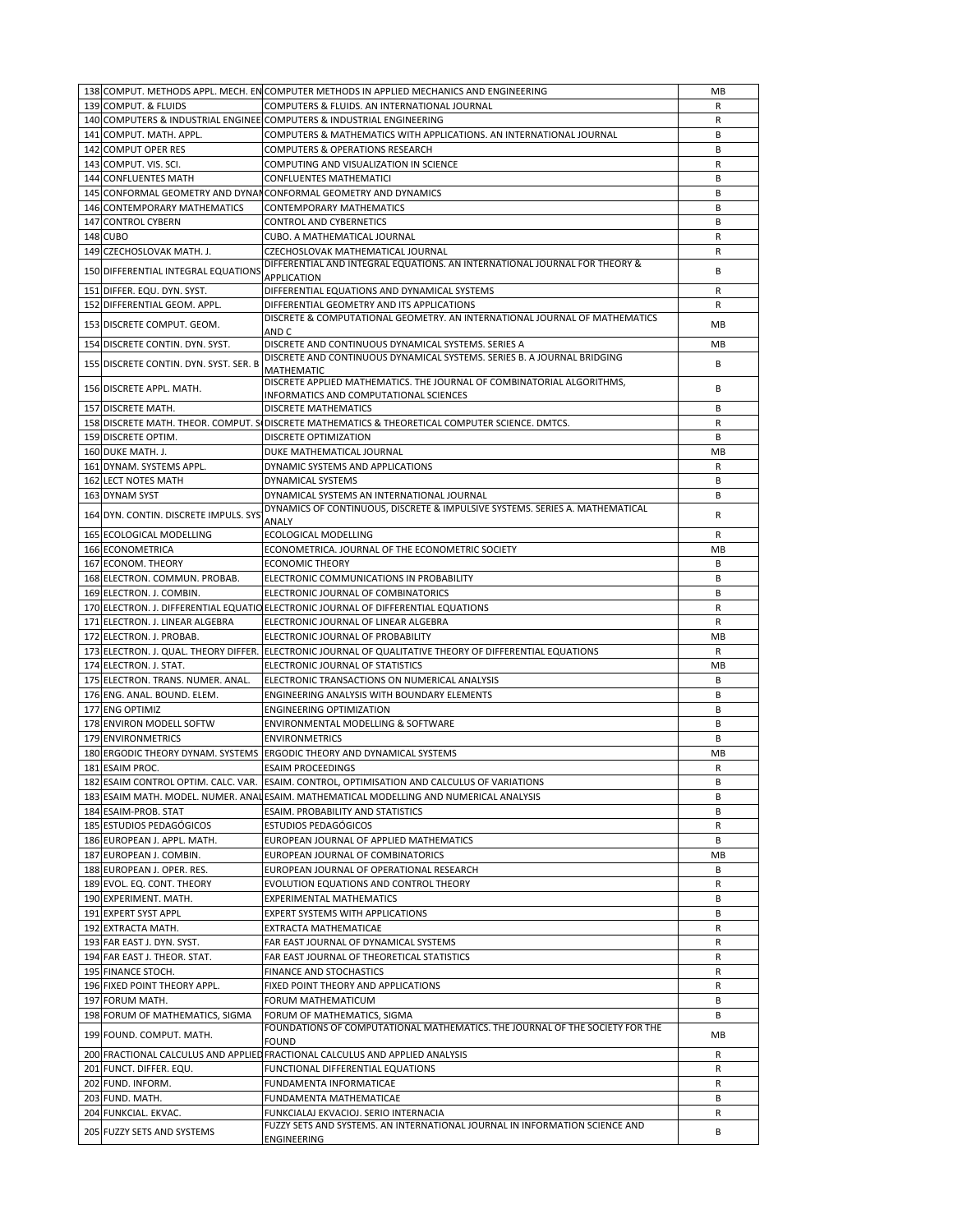| | | | |
|---|---|---|---|
| 138 | COMPUT. METHODS APPL. MECH. EN | COMPUTER METHODS IN APPLIED MECHANICS AND ENGINEERING | MB |
| 139 | COMPUT. & FLUIDS | COMPUTERS & FLUIDS. AN INTERNATIONAL JOURNAL | R |
| 140 | COMPUTERS & INDUSTRIAL ENGINEE | COMPUTERS & INDUSTRIAL ENGINEERING | R |
| 141 | COMPUT. MATH. APPL. | COMPUTERS & MATHEMATICS WITH APPLICATIONS. AN INTERNATIONAL JOURNAL | B |
| 142 | COMPUT OPER RES | COMPUTERS & OPERATIONS RESEARCH | B |
| 143 | COMPUT. VIS. SCI. | COMPUTING AND VISUALIZATION IN SCIENCE | R |
| 144 | CONFLUENTES MATH | CONFLUENTES MATHEMATICI | B |
| 145 | CONFORMAL GEOMETRY AND DYNAI | CONFORMAL GEOMETRY AND DYNAMICS | B |
| 146 | CONTEMPORARY MATHEMATICS | CONTEMPORARY MATHEMATICS | B |
| 147 | CONTROL CYBERN | CONTROL AND CYBERNETICS | B |
| 148 | CUBO | CUBO. A MATHEMATICAL JOURNAL | R |
| 149 | CZECHOSLOVAK MATH. J. | CZECHOSLOVAK MATHEMATICAL JOURNAL | R |
| 150 | DIFFERENTIAL INTEGRAL EQUATIONS | DIFFERENTIAL AND INTEGRAL EQUATIONS. AN INTERNATIONAL JOURNAL FOR THEORY & APPLICATION | B |
| 151 | DIFFER. EQU. DYN. SYST. | DIFFERENTIAL EQUATIONS AND DYNAMICAL SYSTEMS | R |
| 152 | DIFFERENTIAL GEOM. APPL. | DIFFERENTIAL GEOMETRY AND ITS APPLICATIONS | R |
| 153 | DISCRETE COMPUT. GEOM. | DISCRETE & COMPUTATIONAL GEOMETRY. AN INTERNATIONAL JOURNAL OF MATHEMATICS AND C | MB |
| 154 | DISCRETE CONTIN. DYN. SYST. | DISCRETE AND CONTINUOUS DYNAMICAL SYSTEMS. SERIES A | MB |
| 155 | DISCRETE CONTIN. DYN. SYST. SER. B | DISCRETE AND CONTINUOUS DYNAMICAL SYSTEMS. SERIES B. A JOURNAL BRIDGING MATHEMATIC | B |
| 156 | DISCRETE APPL. MATH. | DISCRETE APPLIED MATHEMATICS. THE JOURNAL OF COMBINATORIAL ALGORITHMS, INFORMATICS AND COMPUTATIONAL SCIENCES | B |
| 157 | DISCRETE MATH. | DISCRETE MATHEMATICS | B |
| 158 | DISCRETE MATH. THEOR. COMPUT. S | DISCRETE MATHEMATICS & THEORETICAL COMPUTER SCIENCE. DMTCS. | R |
| 159 | DISCRETE OPTIM. | DISCRETE OPTIMIZATION | B |
| 160 | DUKE MATH. J. | DUKE MATHEMATICAL JOURNAL | MB |
| 161 | DYNAM. SYSTEMS APPL. | DYNAMIC SYSTEMS AND APPLICATIONS | R |
| 162 | LECT NOTES MATH | DYNAMICAL SYSTEMS | B |
| 163 | DYNAM SYST | DYNAMICAL SYSTEMS AN INTERNATIONAL JOURNAL | B |
| 164 | DYN. CONTIN. DISCRETE IMPULS. SYS | DYNAMICS OF CONTINUOUS, DISCRETE & IMPULSIVE SYSTEMS. SERIES A. MATHEMATICAL ANALY | R |
| 165 | ECOLOGICAL MODELLING | ECOLOGICAL MODELLING | R |
| 166 | ECONOMETRICA | ECONOMETRICA. JOURNAL OF THE ECONOMETRIC SOCIETY | MB |
| 167 | ECONOM. THEORY | ECONOMIC THEORY | B |
| 168 | ELECTRON. COMMUN. PROBAB. | ELECTRONIC COMMUNICATIONS IN PROBABILITY | B |
| 169 | ELECTRON. J. COMBIN. | ELECTRONIC JOURNAL OF COMBINATORICS | B |
| 170 | ELECTRON. J. DIFFERENTIAL EQUATIO | ELECTRONIC JOURNAL OF DIFFERENTIAL EQUATIONS | R |
| 171 | ELECTRON. J. LINEAR ALGEBRA | ELECTRONIC JOURNAL OF LINEAR ALGEBRA | R |
| 172 | ELECTRON. J. PROBAB. | ELECTRONIC JOURNAL OF PROBABILITY | MB |
| 173 | ELECTRON. J. QUAL. THEORY DIFFER. | ELECTRONIC JOURNAL OF QUALITATIVE THEORY OF DIFFERENTIAL EQUATIONS | R |
| 174 | ELECTRON. J. STAT. | ELECTRONIC JOURNAL OF STATISTICS | MB |
| 175 | ELECTRON. TRANS. NUMER. ANAL. | ELECTRONIC TRANSACTIONS ON NUMERICAL ANALYSIS | B |
| 176 | ENG. ANAL. BOUND. ELEM. | ENGINEERING ANALYSIS WITH BOUNDARY ELEMENTS | B |
| 177 | ENG OPTIMIZ | ENGINEERING OPTIMIZATION | B |
| 178 | ENVIRON MODELL SOFTW | ENVIRONMENTAL MODELLING & SOFTWARE | B |
| 179 | ENVIRONMETRICS | ENVIRONMETRICS | B |
| 180 | ERGODIC THEORY DYNAM. SYSTEMS | ERGODIC THEORY AND DYNAMICAL SYSTEMS | MB |
| 181 | ESAIM PROC. | ESAIM PROCEEDINGS | R |
| 182 | ESAIM CONTROL OPTIM. CALC. VAR. | ESAIM. CONTROL, OPTIMISATION AND CALCULUS OF VARIATIONS | B |
| 183 | ESAIM MATH. MODEL. NUMER. ANAL | ESAIM. MATHEMATICAL MODELLING AND NUMERICAL ANALYSIS | B |
| 184 | ESAIM-PROB. STAT | ESAIM. PROBABILITY AND STATISTICS | B |
| 185 | ESTUDIOS PEDAGÓGICOS | ESTUDIOS PEDAGÓGICOS | R |
| 186 | EUROPEAN J. APPL. MATH. | EUROPEAN JOURNAL OF APPLIED MATHEMATICS | B |
| 187 | EUROPEAN J. COMBIN. | EUROPEAN JOURNAL OF COMBINATORICS | MB |
| 188 | EUROPEAN J. OPER. RES. | EUROPEAN JOURNAL OF OPERATIONAL RESEARCH | B |
| 189 | EVOL. EQ. CONT. THEORY | EVOLUTION EQUATIONS AND CONTROL THEORY | R |
| 190 | EXPERIMENT. MATH. | EXPERIMENTAL MATHEMATICS | B |
| 191 | EXPERT SYST APPL | EXPERT SYSTEMS WITH APPLICATIONS | B |
| 192 | EXTRACTA MATH. | EXTRACTA MATHEMATICAE | R |
| 193 | FAR EAST J. DYN. SYST. | FAR EAST JOURNAL OF DYNAMICAL SYSTEMS | R |
| 194 | FAR EAST J. THEOR. STAT. | FAR EAST JOURNAL OF THEORETICAL STATISTICS | R |
| 195 | FINANCE STOCH. | FINANCE AND STOCHASTICS | R |
| 196 | FIXED POINT THEORY APPL. | FIXED POINT THEORY AND APPLICATIONS | R |
| 197 | FORUM MATH. | FORUM MATHEMATICUM | B |
| 198 | FORUM OF MATHEMATICS, SIGMA | FORUM OF MATHEMATICS, SIGMA | B |
| 199 | FOUND. COMPUT. MATH. | FOUNDATIONS OF COMPUTATIONAL MATHEMATICS. THE JOURNAL OF THE SOCIETY FOR THE FOUND | MB |
| 200 | FRACTIONAL CALCULUS AND APPLIED | FRACTIONAL CALCULUS AND APPLIED ANALYSIS | R |
| 201 | FUNCT. DIFFER. EQU. | FUNCTIONAL DIFFERENTIAL EQUATIONS | R |
| 202 | FUND. INFORM. | FUNDAMENTA INFORMATICAE | R |
| 203 | FUND. MATH. | FUNDAMENTA MATHEMATICAE | B |
| 204 | FUNKCIAL. EKVAC. | FUNKCIALAJ EKVACIOJ. SERIO INTERNACIA | R |
| 205 | FUZZY SETS AND SYSTEMS | FUZZY SETS AND SYSTEMS. AN INTERNATIONAL JOURNAL IN INFORMATION SCIENCE AND ENGINEERING | B |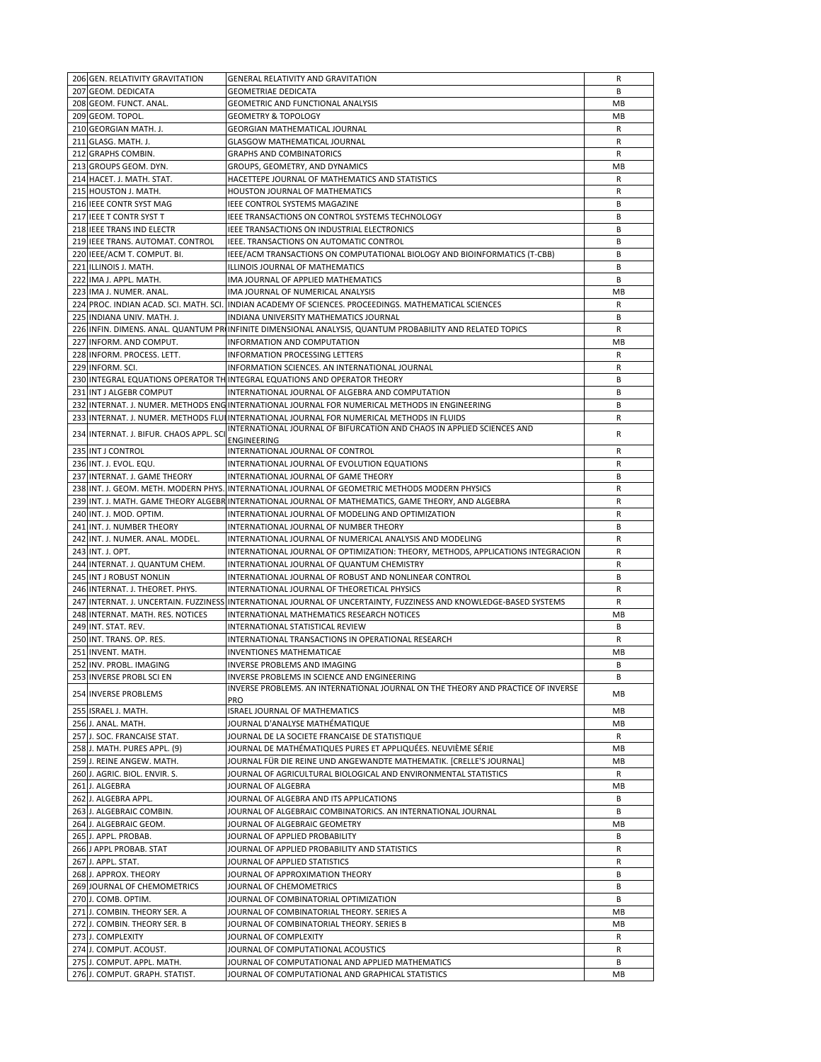| | | | |
|---|---|---|---|
| 206 | GEN. RELATIVITY GRAVITATION | GENERAL RELATIVITY AND GRAVITATION | R |
| 207 | GEOM. DEDICATA | GEOMETRIAE DEDICATA | B |
| 208 | GEOM. FUNCT. ANAL. | GEOMETRIC AND FUNCTIONAL ANALYSIS | MB |
| 209 | GEOM. TOPOL. | GEOMETRY & TOPOLOGY | MB |
| 210 | GEORGIAN MATH. J. | GEORGIAN MATHEMATICAL JOURNAL | R |
| 211 | GLASG. MATH. J. | GLASGOW MATHEMATICAL JOURNAL | R |
| 212 | GRAPHS COMBIN. | GRAPHS AND COMBINATORICS | R |
| 213 | GROUPS GEOM. DYN. | GROUPS, GEOMETRY, AND DYNAMICS | MB |
| 214 | HACET. J. MATH. STAT. | HACETTEPE JOURNAL OF MATHEMATICS AND STATISTICS | R |
| 215 | HOUSTON J. MATH. | HOUSTON JOURNAL OF MATHEMATICS | R |
| 216 | IEEE CONTR SYST MAG | IEEE CONTROL SYSTEMS MAGAZINE | B |
| 217 | IEEE T CONTR SYST T | IEEE TRANSACTIONS ON CONTROL SYSTEMS TECHNOLOGY | B |
| 218 | IEEE TRANS IND ELECTR | IEEE TRANSACTIONS ON INDUSTRIAL ELECTRONICS | B |
| 219 | IEEE TRANS. AUTOMAT. CONTROL | IEEE. TRANSACTIONS ON AUTOMATIC CONTROL | B |
| 220 | IEEE/ACM T. COMPUT. BI. | IEEE/ACM TRANSACTIONS ON COMPUTATIONAL BIOLOGY AND BIOINFORMATICS (T-CBB) | B |
| 221 | ILLINOIS J. MATH. | ILLINOIS JOURNAL OF MATHEMATICS | B |
| 222 | IMA J. APPL. MATH. | IMA JOURNAL OF APPLIED MATHEMATICS | B |
| 223 | IMA J. NUMER. ANAL. | IMA JOURNAL OF NUMERICAL ANALYSIS | MB |
| 224 | PROC. INDIAN ACAD. SCI. MATH. SCI. | INDIAN ACADEMY OF SCIENCES. PROCEEDINGS. MATHEMATICAL SCIENCES | R |
| 225 | INDIANA UNIV. MATH. J. | INDIANA UNIVERSITY MATHEMATICS JOURNAL | B |
| 226 | INFIN. DIMENS. ANAL. QUANTUM PR | INFINITE DIMENSIONAL ANALYSIS, QUANTUM PROBABILITY AND RELATED TOPICS | R |
| 227 | INFORM. AND COMPUT. | INFORMATION AND COMPUTATION | MB |
| 228 | INFORM. PROCESS. LETT. | INFORMATION PROCESSING LETTERS | R |
| 229 | INFORM. SCI. | INFORMATION SCIENCES. AN INTERNATIONAL JOURNAL | R |
| 230 | INTEGRAL EQUATIONS OPERATOR TH | INTEGRAL EQUATIONS AND OPERATOR THEORY | B |
| 231 | INT J ALGEBR COMPUT | INTERNATIONAL JOURNAL OF ALGEBRA AND COMPUTATION | B |
| 232 | INTERNAT. J. NUMER. METHODS ENG | INTERNATIONAL JOURNAL FOR NUMERICAL METHODS IN ENGINEERING | B |
| 233 | INTERNAT. J. NUMER. METHODS FLU | INTERNATIONAL JOURNAL FOR NUMERICAL METHODS IN FLUIDS | R |
| 234 | INTERNAT. J. BIFUR. CHAOS APPL. SCI | INTERNATIONAL JOURNAL OF BIFURCATION AND CHAOS IN APPLIED SCIENCES AND ENGINEERING | R |
| 235 | INT J CONTROL | INTERNATIONAL JOURNAL OF CONTROL | R |
| 236 | INT. J. EVOL. EQU. | INTERNATIONAL JOURNAL OF EVOLUTION EQUATIONS | R |
| 237 | INTERNAT. J. GAME THEORY | INTERNATIONAL JOURNAL OF GAME THEORY | B |
| 238 | INT. J. GEOM. METH. MODERN PHYS. | INTERNATIONAL JOURNAL OF GEOMETRIC METHODS MODERN PHYSICS | R |
| 239 | INT. J. MATH. GAME THEORY ALGEBR | INTERNATIONAL JOURNAL OF MATHEMATICS, GAME THEORY, AND ALGEBRA | R |
| 240 | INT. J. MOD. OPTIM. | INTERNATIONAL JOURNAL OF MODELING AND OPTIMIZATION | R |
| 241 | INT. J. NUMBER THEORY | INTERNATIONAL JOURNAL OF NUMBER THEORY | B |
| 242 | INT. J. NUMER. ANAL. MODEL. | INTERNATIONAL JOURNAL OF NUMERICAL ANALYSIS AND MODELING | R |
| 243 | INT. J. OPT. | INTERNATIONAL JOURNAL OF OPTIMIZATION: THEORY, METHODS, APPLICATIONS INTEGRACION | R |
| 244 | INTERNAT. J. QUANTUM CHEM. | INTERNATIONAL JOURNAL OF QUANTUM CHEMISTRY | R |
| 245 | INT J ROBUST NONLIN | INTERNATIONAL JOURNAL OF ROBUST AND NONLINEAR CONTROL | B |
| 246 | INTERNAT. J. THEORET. PHYS. | INTERNATIONAL JOURNAL OF THEORETICAL PHYSICS | R |
| 247 | INTERNAT. J. UNCERTAIN. FUZZINESS | INTERNATIONAL JOURNAL OF UNCERTAINTY, FUZZINESS AND KNOWLEDGE-BASED SYSTEMS | R |
| 248 | INTERNAT. MATH. RES. NOTICES | INTERNATIONAL MATHEMATICS RESEARCH NOTICES | MB |
| 249 | INT. STAT. REV. | INTERNATIONAL STATISTICAL REVIEW | B |
| 250 | INT. TRANS. OP. RES. | INTERNATIONAL TRANSACTIONS IN OPERATIONAL RESEARCH | R |
| 251 | INVENT. MATH. | INVENTIONES MATHEMATICAE | MB |
| 252 | INV. PROBL. IMAGING | INVERSE PROBLEMS AND IMAGING | B |
| 253 | INVERSE PROBL SCI EN | INVERSE PROBLEMS IN SCIENCE AND ENGINEERING | B |
| 254 | INVERSE PROBLEMS | INVERSE PROBLEMS. AN INTERNATIONAL JOURNAL ON THE THEORY AND PRACTICE OF INVERSE PRO | MB |
| 255 | ISRAEL J. MATH. | ISRAEL JOURNAL OF MATHEMATICS | MB |
| 256 | J. ANAL. MATH. | JOURNAL D'ANALYSE MATHÉMATIQUE | MB |
| 257 | J. SOC. FRANCAISE STAT. | JOURNAL DE LA SOCIETE FRANCAISE DE STATISTIQUE | R |
| 258 | J. MATH. PURES APPL. (9) | JOURNAL DE MATHÉMATIQUES PURES ET APPLIQUÉES. NEUVIÈME SÉRIE | MB |
| 259 | J. REINE ANGEW. MATH. | JOURNAL FÜR DIE REINE UND ANGEWANDTE MATHEMATIK. [CRELLE'S JOURNAL] | MB |
| 260 | J. AGRIC. BIOL. ENVIR. S. | JOURNAL OF AGRICULTURAL BIOLOGICAL AND ENVIRONMENTAL STATISTICS | R |
| 261 | J. ALGEBRA | JOURNAL OF ALGEBRA | MB |
| 262 | J. ALGEBRA APPL. | JOURNAL OF ALGEBRA AND ITS APPLICATIONS | B |
| 263 | J. ALGEBRAIC COMBIN. | JOURNAL OF ALGEBRAIC COMBINATORICS. AN INTERNATIONAL JOURNAL | B |
| 264 | J. ALGEBRAIC GEOM. | JOURNAL OF ALGEBRAIC GEOMETRY | MB |
| 265 | J. APPL. PROBAB. | JOURNAL OF APPLIED PROBABILITY | B |
| 266 | J APPL PROBAB. STAT | JOURNAL OF APPLIED PROBABILITY AND STATISTICS | R |
| 267 | J. APPL. STAT. | JOURNAL OF APPLIED STATISTICS | R |
| 268 | J. APPROX. THEORY | JOURNAL OF APPROXIMATION THEORY | B |
| 269 | JOURNAL OF CHEMOMETRICS | JOURNAL OF CHEMOMETRICS | B |
| 270 | J. COMB. OPTIM. | JOURNAL OF COMBINATORIAL OPTIMIZATION | B |
| 271 | J. COMBIN. THEORY SER. A | JOURNAL OF COMBINATORIAL THEORY. SERIES A | MB |
| 272 | J. COMBIN. THEORY SER. B | JOURNAL OF COMBINATORIAL THEORY. SERIES B | MB |
| 273 | J. COMPLEXITY | JOURNAL OF COMPLEXITY | R |
| 274 | J. COMPUT. ACOUST. | JOURNAL OF COMPUTATIONAL ACOUSTICS | R |
| 275 | J. COMPUT. APPL. MATH. | JOURNAL OF COMPUTATIONAL AND APPLIED MATHEMATICS | B |
| 276 | J. COMPUT. GRAPH. STATIST. | JOURNAL OF COMPUTATIONAL AND GRAPHICAL STATISTICS | MB |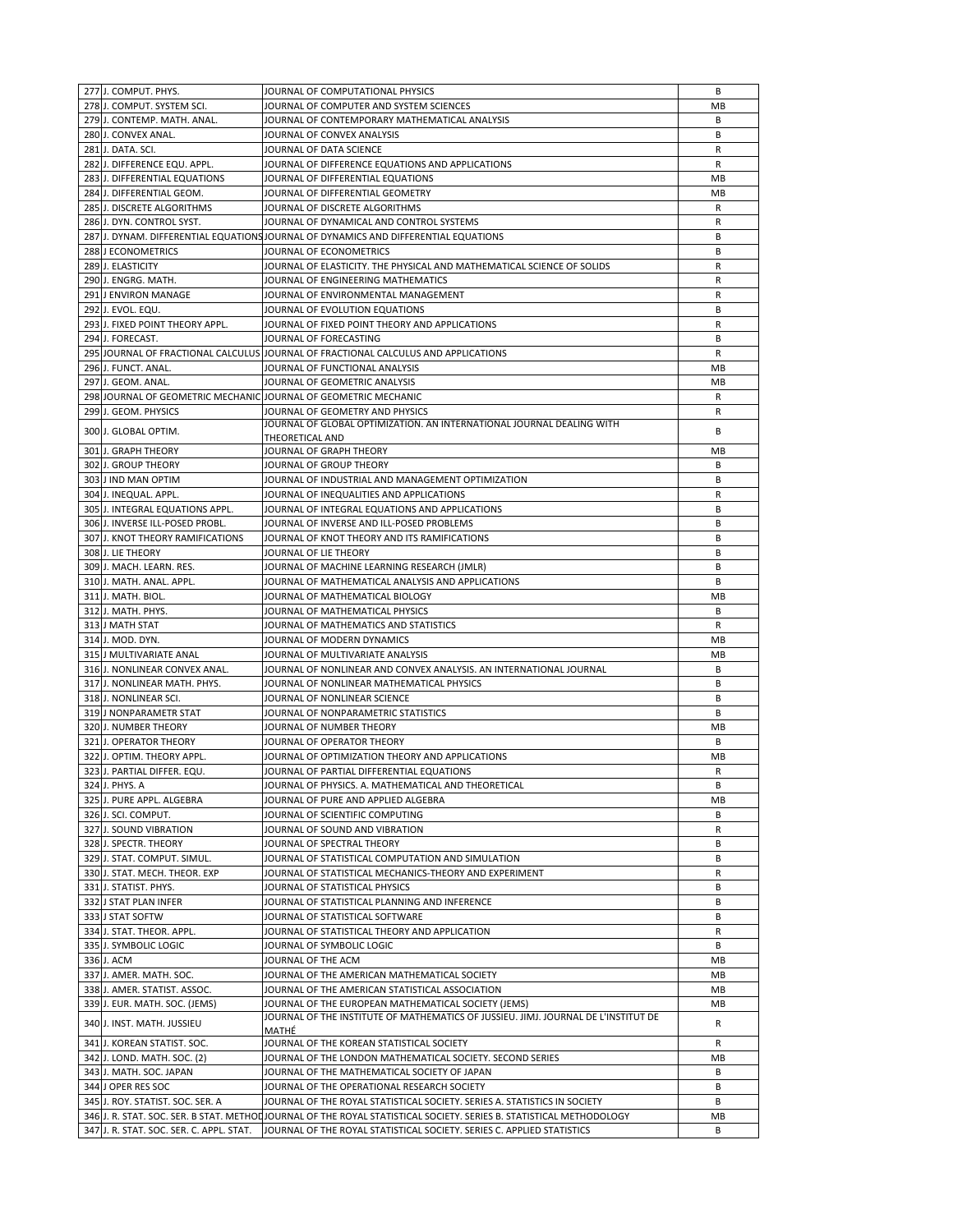| 277 | J. COMPUT. PHYS. | JOURNAL OF COMPUTATIONAL PHYSICS | B |
|---|---|---|---|
| 278 | J. COMPUT. SYSTEM SCI. | JOURNAL OF COMPUTER AND SYSTEM SCIENCES | MB |
| 279 | J. CONTEMP. MATH. ANAL. | JOURNAL OF CONTEMPORARY MATHEMATICAL ANALYSIS | B |
| 280 | J. CONVEX ANAL. | JOURNAL OF CONVEX ANALYSIS | B |
| 281 | J. DATA. SCI. | JOURNAL OF DATA SCIENCE | R |
| 282 | J. DIFFERENCE EQU. APPL. | JOURNAL OF DIFFERENCE EQUATIONS AND APPLICATIONS | R |
| 283 | J. DIFFERENTIAL EQUATIONS | JOURNAL OF DIFFERENTIAL EQUATIONS | MB |
| 284 | J. DIFFERENTIAL GEOM. | JOURNAL OF DIFFERENTIAL GEOMETRY | MB |
| 285 | J. DISCRETE ALGORITHMS | JOURNAL OF DISCRETE ALGORITHMS | R |
| 286 | J. DYN. CONTROL SYST. | JOURNAL OF DYNAMICAL AND CONTROL SYSTEMS | R |
| 287 | J. DYNAM. DIFFERENTIAL EQUATIONS | JOURNAL OF DYNAMICS AND DIFFERENTIAL EQUATIONS | B |
| 288 | J ECONOMETRICS | JOURNAL OF ECONOMETRICS | B |
| 289 | J. ELASTICITY | JOURNAL OF ELASTICITY. THE PHYSICAL AND MATHEMATICAL SCIENCE OF SOLIDS | R |
| 290 | J. ENGRG. MATH. | JOURNAL OF ENGINEERING MATHEMATICS | R |
| 291 | J ENVIRON MANAGE | JOURNAL OF ENVIRONMENTAL MANAGEMENT | R |
| 292 | J. EVOL. EQU. | JOURNAL OF EVOLUTION EQUATIONS | B |
| 293 | J. FIXED POINT THEORY APPL. | JOURNAL OF FIXED POINT THEORY AND APPLICATIONS | R |
| 294 | J. FORECAST. | JOURNAL OF FORECASTING | B |
| 295 | JOURNAL OF FRACTIONAL CALCULUS | JOURNAL OF FRACTIONAL CALCULUS AND APPLICATIONS | R |
| 296 | J. FUNCT. ANAL. | JOURNAL OF FUNCTIONAL ANALYSIS | MB |
| 297 | J. GEOM. ANAL. | JOURNAL OF GEOMETRIC ANALYSIS | MB |
| 298 | JOURNAL OF GEOMETRIC MECHANIC | JOURNAL OF GEOMETRIC MECHANIC | R |
| 299 | J. GEOM. PHYSICS | JOURNAL OF GEOMETRY AND PHYSICS | R |
| 300 | J. GLOBAL OPTIM. | JOURNAL OF GLOBAL OPTIMIZATION. AN INTERNATIONAL JOURNAL DEALING WITH THEORETICAL AND | B |
| 301 | J. GRAPH THEORY | JOURNAL OF GRAPH THEORY | MB |
| 302 | J. GROUP THEORY | JOURNAL OF GROUP THEORY | B |
| 303 | J IND MAN OPTIM | JOURNAL OF INDUSTRIAL AND MANAGEMENT OPTIMIZATION | B |
| 304 | J. INEQUAL. APPL. | JOURNAL OF INEQUALITIES AND APPLICATIONS | R |
| 305 | J. INTEGRAL EQUATIONS APPL. | JOURNAL OF INTEGRAL EQUATIONS AND APPLICATIONS | B |
| 306 | J. INVERSE ILL-POSED PROBL. | JOURNAL OF INVERSE AND ILL-POSED PROBLEMS | B |
| 307 | J. KNOT THEORY RAMIFICATIONS | JOURNAL OF KNOT THEORY AND ITS RAMIFICATIONS | B |
| 308 | J. LIE THEORY | JOURNAL OF LIE THEORY | B |
| 309 | J. MACH. LEARN. RES. | JOURNAL OF MACHINE LEARNING RESEARCH (JMLR) | B |
| 310 | J. MATH. ANAL. APPL. | JOURNAL OF MATHEMATICAL ANALYSIS AND APPLICATIONS | B |
| 311 | J. MATH. BIOL. | JOURNAL OF MATHEMATICAL BIOLOGY | MB |
| 312 | J. MATH. PHYS. | JOURNAL OF MATHEMATICAL PHYSICS | B |
| 313 | J MATH STAT | JOURNAL OF MATHEMATICS AND STATISTICS | R |
| 314 | J. MOD. DYN. | JOURNAL OF MODERN DYNAMICS | MB |
| 315 | J MULTIVARIATE ANAL | JOURNAL OF MULTIVARIATE ANALYSIS | MB |
| 316 | J. NONLINEAR CONVEX ANAL. | JOURNAL OF NONLINEAR AND CONVEX ANALYSIS. AN INTERNATIONAL JOURNAL | B |
| 317 | J. NONLINEAR MATH. PHYS. | JOURNAL OF NONLINEAR MATHEMATICAL PHYSICS | B |
| 318 | J. NONLINEAR SCI. | JOURNAL OF NONLINEAR SCIENCE | B |
| 319 | J NONPARAMETR STAT | JOURNAL OF NONPARAMETRIC STATISTICS | B |
| 320 | J. NUMBER THEORY | JOURNAL OF NUMBER THEORY | MB |
| 321 | J. OPERATOR THEORY | JOURNAL OF OPERATOR THEORY | B |
| 322 | J. OPTIM. THEORY APPL. | JOURNAL OF OPTIMIZATION THEORY AND APPLICATIONS | MB |
| 323 | J. PARTIAL DIFFER. EQU. | JOURNAL OF PARTIAL DIFFERENTIAL EQUATIONS | R |
| 324 | J. PHYS. A | JOURNAL OF PHYSICS. A. MATHEMATICAL AND THEORETICAL | B |
| 325 | J. PURE APPL. ALGEBRA | JOURNAL OF PURE AND APPLIED ALGEBRA | MB |
| 326 | J. SCI. COMPUT. | JOURNAL OF SCIENTIFIC COMPUTING | B |
| 327 | J. SOUND VIBRATION | JOURNAL OF SOUND AND VIBRATION | R |
| 328 | J. SPECTR. THEORY | JOURNAL OF SPECTRAL THEORY | B |
| 329 | J. STAT. COMPUT. SIMUL. | JOURNAL OF STATISTICAL COMPUTATION AND SIMULATION | B |
| 330 | J. STAT. MECH. THEOR. EXP | JOURNAL OF STATISTICAL MECHANICS-THEORY AND EXPERIMENT | R |
| 331 | J. STATIST. PHYS. | JOURNAL OF STATISTICAL PHYSICS | B |
| 332 | J STAT PLAN INFER | JOURNAL OF STATISTICAL PLANNING AND INFERENCE | B |
| 333 | J STAT SOFTW | JOURNAL OF STATISTICAL SOFTWARE | B |
| 334 | J. STAT. THEOR. APPL. | JOURNAL OF STATISTICAL THEORY AND APPLICATION | R |
| 335 | J. SYMBOLIC LOGIC | JOURNAL OF SYMBOLIC LOGIC | B |
| 336 | J. ACM | JOURNAL OF THE ACM | MB |
| 337 | J. AMER. MATH. SOC. | JOURNAL OF THE AMERICAN MATHEMATICAL SOCIETY | MB |
| 338 | J. AMER. STATIST. ASSOC. | JOURNAL OF THE AMERICAN STATISTICAL ASSOCIATION | MB |
| 339 | J. EUR. MATH. SOC. (JEMS) | JOURNAL OF THE EUROPEAN MATHEMATICAL SOCIETY (JEMS) | MB |
| 340 | J. INST. MATH. JUSSIEU | JOURNAL OF THE INSTITUTE OF MATHEMATICS OF JUSSIEU. JIMJ. JOURNAL DE L'INSTITUT DE MATHÉ | R |
| 341 | J. KOREAN STATIST. SOC. | JOURNAL OF THE KOREAN STATISTICAL SOCIETY | R |
| 342 | J. LOND. MATH. SOC. (2) | JOURNAL OF THE LONDON MATHEMATICAL SOCIETY. SECOND SERIES | MB |
| 343 | J. MATH. SOC. JAPAN | JOURNAL OF THE MATHEMATICAL SOCIETY OF JAPAN | B |
| 344 | J OPER RES SOC | JOURNAL OF THE OPERATIONAL RESEARCH SOCIETY | B |
| 345 | J. ROY. STATIST. SOC. SER. A | JOURNAL OF THE ROYAL STATISTICAL SOCIETY. SERIES A. STATISTICS IN SOCIETY | B |
| 346 | J. R. STAT. SOC. SER. B STAT. METHOD | JOURNAL OF THE ROYAL STATISTICAL SOCIETY. SERIES B. STATISTICAL METHODOLOGY | MB |
| 347 | J. R. STAT. SOC. SER. C. APPL. STAT. | JOURNAL OF THE ROYAL STATISTICAL SOCIETY. SERIES C. APPLIED STATISTICS | B |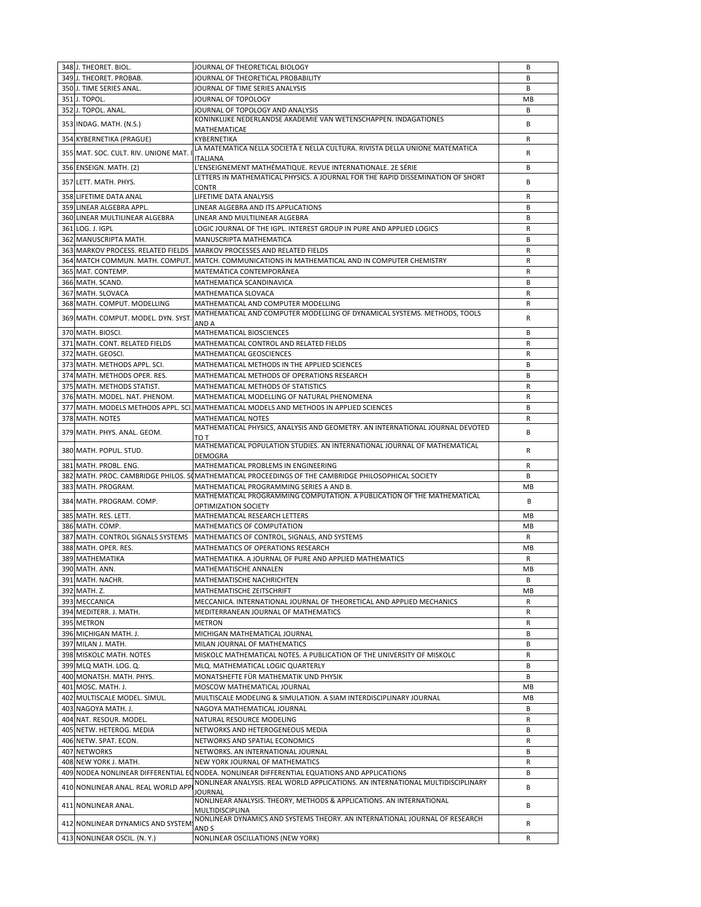| | | | |
|---|---|---|---|
| 348 | J. THEORET. BIOL. | JOURNAL OF THEORETICAL BIOLOGY | B |
| 349 | J. THEORET. PROBAB. | JOURNAL OF THEORETICAL PROBABILITY | B |
| 350 | J. TIME SERIES ANAL. | JOURNAL OF TIME SERIES ANALYSIS | B |
| 351 | J. TOPOL. | JOURNAL OF TOPOLOGY | MB |
| 352 | J. TOPOL. ANAL. | JOURNAL OF TOPOLOGY AND ANALYSIS | B |
| 353 | INDAG. MATH. (N.S.) | KONINKLIJKE NEDERLANDSE AKADEMIE VAN WETENSCHAPPEN. INDAGATIONES MATHEMATICAE | B |
| 354 | KYBERNETIKA (PRAGUE) | KYBERNETIKA | R |
| 355 | MAT. SOC. CULT. RIV. UNIONE MAT. I | LA MATEMATICA NELLA SOCIETÀ E NELLA CULTURA. RIVISTA DELLA UNIONE MATEMATICA ITALIANA | R |
| 356 | ENSEIGN. MATH. (2) | L'ENSEIGNEMENT MATHÉMATIQUE. REVUE INTERNATIONALE. 2E SÉRIE | B |
| 357 | LETT. MATH. PHYS. | LETTERS IN MATHEMATICAL PHYSICS. A JOURNAL FOR THE RAPID DISSEMINATION OF SHORT CONTR | B |
| 358 | LIFETIME DATA ANAL | LIFETIME DATA ANALYSIS | R |
| 359 | LINEAR ALGEBRA APPL. | LINEAR ALGEBRA AND ITS APPLICATIONS | B |
| 360 | LINEAR MULTILINEAR ALGEBRA | LINEAR AND MULTILINEAR ALGEBRA | B |
| 361 | LOG. J. IGPL | LOGIC JOURNAL OF THE IGPL. INTEREST GROUP IN PURE AND APPLIED LOGICS | R |
| 362 | MANUSCRIPTA MATH. | MANUSCRIPTA MATHEMATICA | B |
| 363 | MARKOV PROCESS. RELATED FIELDS | MARKOV PROCESSES AND RELATED FIELDS | R |
| 364 | MATCH COMMUN. MATH. COMPUT. | MATCH. COMMUNICATIONS IN MATHEMATICAL AND IN COMPUTER CHEMISTRY | R |
| 365 | MAT. CONTEMP. | MATEMÁTICA CONTEMPORÂNEA | R |
| 366 | MATH. SCAND. | MATHEMATICA SCANDINAVICA | B |
| 367 | MATH. SLOVACA | MATHEMATICA SLOVACA | R |
| 368 | MATH. COMPUT. MODELLING | MATHEMATICAL AND COMPUTER MODELLING | R |
| 369 | MATH. COMPUT. MODEL. DYN. SYST. | MATHEMATICAL AND COMPUTER MODELLING OF DYNAMICAL SYSTEMS. METHODS, TOOLS AND A | R |
| 370 | MATH. BIOSCI. | MATHEMATICAL BIOSCIENCES | B |
| 371 | MATH. CONT. RELATED FIELDS | MATHEMATICAL CONTROL AND RELATED FIELDS | R |
| 372 | MATH. GEOSCI. | MATHEMATICAL GEOSCIENCES | R |
| 373 | MATH. METHODS APPL. SCI. | MATHEMATICAL METHODS IN THE APPLIED SCIENCES | B |
| 374 | MATH. METHODS OPER. RES. | MATHEMATICAL METHODS OF OPERATIONS RESEARCH | B |
| 375 | MATH. METHODS STATIST. | MATHEMATICAL METHODS OF STATISTICS | R |
| 376 | MATH. MODEL. NAT. PHENOM. | MATHEMATICAL MODELLING OF NATURAL PHENOMENA | R |
| 377 | MATH. MODELS METHODS APPL. SCI. | MATHEMATICAL MODELS AND METHODS IN APPLIED SCIENCES | B |
| 378 | MATH. NOTES | MATHEMATICAL NOTES | R |
| 379 | MATH. PHYS. ANAL. GEOM. | MATHEMATICAL PHYSICS, ANALYSIS AND GEOMETRY. AN INTERNATIONAL JOURNAL DEVOTED TO T | B |
| 380 | MATH. POPUL. STUD. | MATHEMATICAL POPULATION STUDIES. AN INTERNATIONAL JOURNAL OF MATHEMATICAL DEMOGRA | R |
| 381 | MATH. PROBL. ENG. | MATHEMATICAL PROBLEMS IN ENGINEERING | R |
| 382 | MATH. PROC. CAMBRIDGE PHILOS. S | MATHEMATICAL PROCEEDINGS OF THE CAMBRIDGE PHILOSOPHICAL SOCIETY | B |
| 383 | MATH. PROGRAM. | MATHEMATICAL PROGRAMMING SERIES A AND B. | MB |
| 384 | MATH. PROGRAM. COMP. | MATHEMATICAL PROGRAMMING COMPUTATION. A PUBLICATION OF THE MATHEMATICAL OPTIMIZATION SOCIETY | B |
| 385 | MATH. RES. LETT. | MATHEMATICAL RESEARCH LETTERS | MB |
| 386 | MATH. COMP. | MATHEMATICS OF COMPUTATION | MB |
| 387 | MATH. CONTROL SIGNALS SYSTEMS | MATHEMATICS OF CONTROL, SIGNALS, AND SYSTEMS | R |
| 388 | MATH. OPER. RES. | MATHEMATICS OF OPERATIONS RESEARCH | MB |
| 389 | MATHEMATIKA | MATHEMATIKA. A JOURNAL OF PURE AND APPLIED MATHEMATICS | R |
| 390 | MATH. ANN. | MATHEMATISCHE ANNALEN | MB |
| 391 | MATH. NACHR. | MATHEMATISCHE NACHRICHTEN | B |
| 392 | MATH. Z. | MATHEMATISCHE ZEITSCHRIFT | MB |
| 393 | MECCANICA | MECCANICA. INTERNATIONAL JOURNAL OF THEORETICAL AND APPLIED MECHANICS | R |
| 394 | MEDITERR. J. MATH. | MEDITERRANEAN JOURNAL OF MATHEMATICS | R |
| 395 | METRON | METRON | R |
| 396 | MICHIGAN MATH. J. | MICHIGAN MATHEMATICAL JOURNAL | B |
| 397 | MILAN J. MATH. | MILAN JOURNAL OF MATHEMATICS | B |
| 398 | MISKOLC MATH. NOTES | MISKOLC MATHEMATICAL NOTES. A PUBLICATION OF THE UNIVERSITY OF MISKOLC | R |
| 399 | MLQ MATH. LOG. Q. | MLQ. MATHEMATICAL LOGIC QUARTERLY | B |
| 400 | MONATSH. MATH. PHYS. | MONATSHEFTE FÜR MATHEMATIK UND PHYSIK | B |
| 401 | MOSC. MATH. J. | MOSCOW MATHEMATICAL JOURNAL | MB |
| 402 | MULTISCALE MODEL. SIMUL. | MULTISCALE MODELING & SIMULATION. A SIAM INTERDISCIPLINARY JOURNAL | MB |
| 403 | NAGOYA MATH. J. | NAGOYA MATHEMATICAL JOURNAL | B |
| 404 | NAT. RESOUR. MODEL. | NATURAL RESOURCE MODELING | R |
| 405 | NETW. HETEROG. MEDIA | NETWORKS AND HETEROGENEOUS MEDIA | B |
| 406 | NETW. SPAT. ECON. | NETWORKS AND SPATIAL ECONOMICS | R |
| 407 | NETWORKS | NETWORKS. AN INTERNATIONAL JOURNAL | B |
| 408 | NEW YORK J. MATH. | NEW YORK JOURNAL OF MATHEMATICS | R |
| 409 | NODEA NONLINEAR DIFFERENTIAL EQ | NODEA. NONLINEAR DIFFERENTIAL EQUATIONS AND APPLICATIONS | B |
| 410 | NONLINEAR ANAL. REAL WORLD APPL | NONLINEAR ANALYSIS. REAL WORLD APPLICATIONS. AN INTERNATIONAL MULTIDISCIPLINARY JOURNAL | B |
| 411 | NONLINEAR ANAL. | NONLINEAR ANALYSIS. THEORY, METHODS & APPLICATIONS. AN INTERNATIONAL MULTIDISCIPLINA | B |
| 412 | NONLINEAR DYNAMICS AND SYSTEM | NONLINEAR DYNAMICS AND SYSTEMS THEORY. AN INTERNATIONAL JOURNAL OF RESEARCH AND S | R |
| 413 | NONLINEAR OSCIL. (N. Y.) | NONLINEAR OSCILLATIONS (NEW YORK) | R |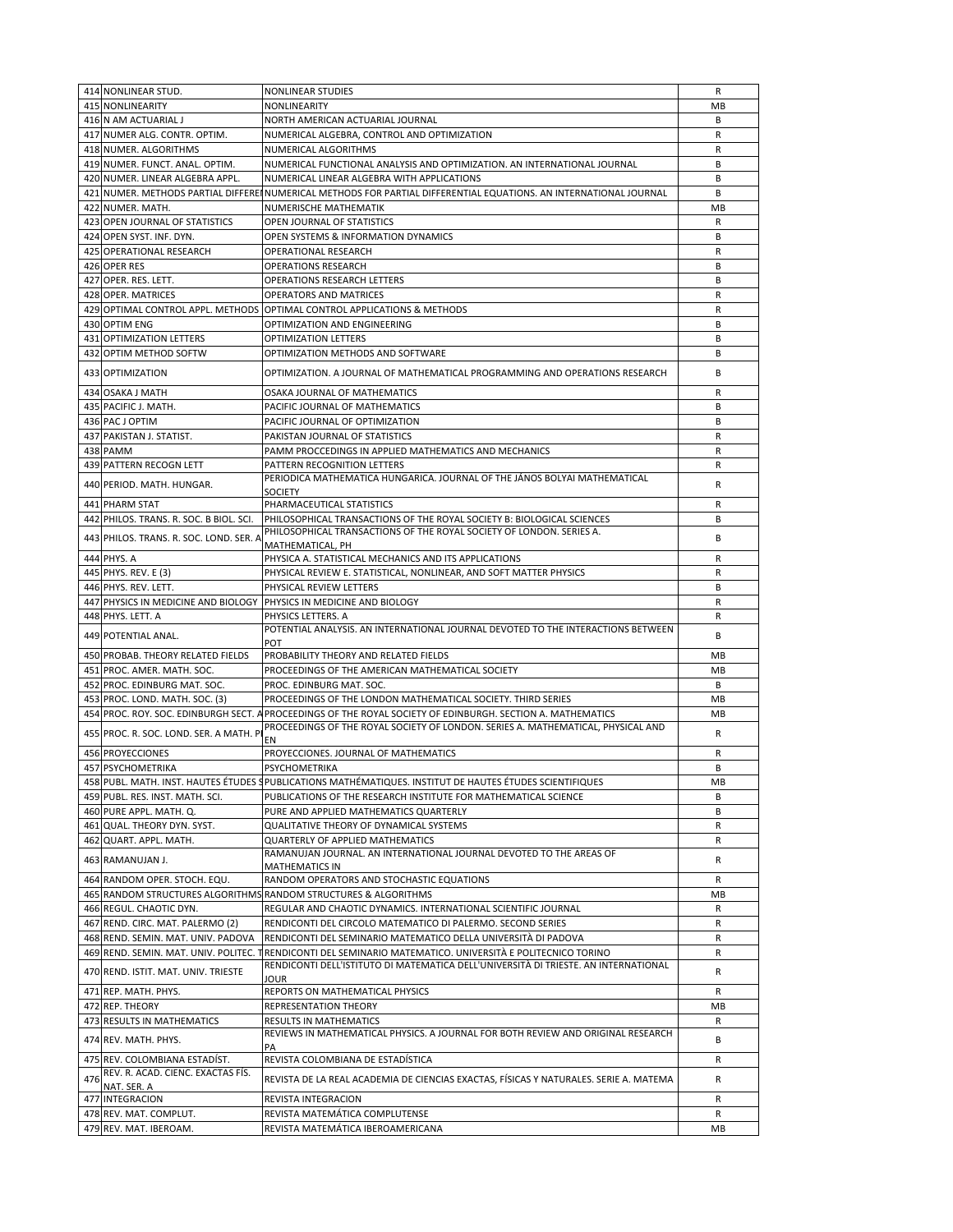| | | | |
|---|---|---|---|
| 414 | NONLINEAR STUD. | NONLINEAR STUDIES | R |
| 415 | NONLINEARITY | NONLINEARITY | MB |
| 416 | N AM ACTUARIAL J | NORTH AMERICAN ACTUARIAL JOURNAL | B |
| 417 | NUMER ALG. CONTR. OPTIM. | NUMERICAL ALGEBRA, CONTROL AND OPTIMIZATION | R |
| 418 | NUMER. ALGORITHMS | NUMERICAL ALGORITHMS | R |
| 419 | NUMER. FUNCT. ANAL. OPTIM. | NUMERICAL FUNCTIONAL ANALYSIS AND OPTIMIZATION. AN INTERNATIONAL JOURNAL | B |
| 420 | NUMER. LINEAR ALGEBRA APPL. | NUMERICAL LINEAR ALGEBRA WITH APPLICATIONS | B |
| 421 | NUMER. METHODS PARTIAL DIFFERE | NUMERICAL METHODS FOR PARTIAL DIFFERENTIAL EQUATIONS. AN INTERNATIONAL JOURNAL | B |
| 422 | NUMER. MATH. | NUMERISCHE MATHEMATIK | MB |
| 423 | OPEN JOURNAL OF STATISTICS | OPEN JOURNAL OF STATISTICS | R |
| 424 | OPEN SYST. INF. DYN. | OPEN SYSTEMS & INFORMATION DYNAMICS | B |
| 425 | OPERATIONAL RESEARCH | OPERATIONAL RESEARCH | R |
| 426 | OPER RES | OPERATIONS RESEARCH | B |
| 427 | OPER. RES. LETT. | OPERATIONS RESEARCH LETTERS | B |
| 428 | OPER. MATRICES | OPERATORS AND MATRICES | R |
| 429 | OPTIMAL CONTROL APPL. METHODS | OPTIMAL CONTROL APPLICATIONS & METHODS | R |
| 430 | OPTIM ENG | OPTIMIZATION AND ENGINEERING | B |
| 431 | OPTIMIZATION LETTERS | OPTIMIZATION LETTERS | B |
| 432 | OPTIM METHOD SOFTW | OPTIMIZATION METHODS AND SOFTWARE | B |
| 433 | OPTIMIZATION | OPTIMIZATION. A JOURNAL OF MATHEMATICAL PROGRAMMING AND OPERATIONS RESEARCH | B |
| 434 | OSAKA J MATH | OSAKA JOURNAL OF MATHEMATICS | R |
| 435 | PACIFIC J. MATH. | PACIFIC JOURNAL OF MATHEMATICS | B |
| 436 | PAC J OPTIM | PACIFIC JOURNAL OF OPTIMIZATION | B |
| 437 | PAKISTAN J. STATIST. | PAKISTAN JOURNAL OF STATISTICS | R |
| 438 | PAMM | PAMM PROCCEDINGS IN APPLIED MATHEMATICS AND MECHANICS | R |
| 439 | PATTERN RECOGN LETT | PATTERN RECOGNITION LETTERS | R |
| 440 | PERIOD. MATH. HUNGAR. | PERIODICA MATHEMATICA HUNGARICA. JOURNAL OF THE JÁNOS BOLYAI MATHEMATICAL SOCIETY | R |
| 441 | PHARM STAT | PHARMACEUTICAL STATISTICS | R |
| 442 | PHILOS. TRANS. R. SOC. B BIOL. SCI. | PHILOSOPHICAL TRANSACTIONS OF THE ROYAL SOCIETY B: BIOLOGICAL SCIENCES | B |
| 443 | PHILOS. TRANS. R. SOC. LOND. SER. A | PHILOSOPHICAL TRANSACTIONS OF THE ROYAL SOCIETY OF LONDON. SERIES A. MATHEMATICAL, PH | B |
| 444 | PHYS. A | PHYSICA A. STATISTICAL MECHANICS AND ITS APPLICATIONS | R |
| 445 | PHYS. REV. E (3) | PHYSICAL REVIEW E. STATISTICAL, NONLINEAR, AND SOFT MATTER PHYSICS | R |
| 446 | PHYS. REV. LETT. | PHYSICAL REVIEW LETTERS | B |
| 447 | PHYSICS IN MEDICINE AND BIOLOGY | PHYSICS IN MEDICINE AND BIOLOGY | R |
| 448 | PHYS. LETT. A | PHYSICS LETTERS. A | R |
| 449 | POTENTIAL ANAL. | POTENTIAL ANALYSIS. AN INTERNATIONAL JOURNAL DEVOTED TO THE INTERACTIONS BETWEEN POT | B |
| 450 | PROBAB. THEORY RELATED FIELDS | PROBABILITY THEORY AND RELATED FIELDS | MB |
| 451 | PROC. AMER. MATH. SOC. | PROCEEDINGS OF THE AMERICAN MATHEMATICAL SOCIETY | MB |
| 452 | PROC. EDINBURG MAT. SOC. | PROC. EDINBURG MAT. SOC. | B |
| 453 | PROC. LOND. MATH. SOC. (3) | PROCEEDINGS OF THE LONDON MATHEMATICAL SOCIETY. THIRD SERIES | MB |
| 454 | PROC. ROY. SOC. EDINBURGH SECT. A | PROCEEDINGS OF THE ROYAL SOCIETY OF EDINBURGH. SECTION A. MATHEMATICS | MB |
| 455 | PROC. R. SOC. LOND. SER. A MATH. P | PROCEEDINGS OF THE ROYAL SOCIETY OF LONDON. SERIES A. MATHEMATICAL, PHYSICAL AND EN | R |
| 456 | PROYECCIONES | PROYECCIONES. JOURNAL OF MATHEMATICS | R |
| 457 | PSYCHOMETRIKA | PSYCHOMETRIKA | B |
| 458 | PUBL. MATH. INST. HAUTES ÉTUDES S | PUBLICATIONS MATHÉMATIQUES. INSTITUT DE HAUTES ÉTUDES SCIENTIFIQUES | MB |
| 459 | PUBL. RES. INST. MATH. SCI. | PUBLICATIONS OF THE RESEARCH INSTITUTE FOR MATHEMATICAL SCIENCE | B |
| 460 | PURE APPL. MATH. Q. | PURE AND APPLIED MATHEMATICS QUARTERLY | B |
| 461 | QUAL. THEORY DYN. SYST. | QUALITATIVE THEORY OF DYNAMICAL SYSTEMS | R |
| 462 | QUART. APPL. MATH. | QUARTERLY OF APPLIED MATHEMATICS | R |
| 463 | RAMANUJAN J. | RAMANUJAN JOURNAL. AN INTERNATIONAL JOURNAL DEVOTED TO THE AREAS OF MATHEMATICS IN | R |
| 464 | RANDOM OPER. STOCH. EQU. | RANDOM OPERATORS AND STOCHASTIC EQUATIONS | R |
| 465 | RANDOM STRUCTURES ALGORITHMS | RANDOM STRUCTURES & ALGORITHMS | MB |
| 466 | REGUL. CHAOTIC DYN. | REGULAR AND CHAOTIC DYNAMICS. INTERNATIONAL SCIENTIFIC JOURNAL | R |
| 467 | REND. CIRC. MAT. PALERMO (2) | RENDICONTI DEL CIRCOLO MATEMATICO DI PALERMO. SECOND SERIES | R |
| 468 | REND. SEMIN. MAT. UNIV. PADOVA | RENDICONTI DEL SEMINARIO MATEMATICO DELLA UNIVERSITÀ DI PADOVA | R |
| 469 | REND. SEMIN. MAT. UNIV. POLITEC. T | RENDICONTI DEL SEMINARIO MATEMATICO. UNIVERSITÀ E POLITECNICO TORINO | R |
| 470 | REND. ISTIT. MAT. UNIV. TRIESTE | RENDICONTI DELL'ISTITUTO DI MATEMATICA DELL'UNIVERSITÀ DI TRIESTE. AN INTERNATIONAL JOUR | R |
| 471 | REP. MATH. PHYS. | REPORTS ON MATHEMATICAL PHYSICS | R |
| 472 | REP. THEORY | REPRESENTATION THEORY | MB |
| 473 | RESULTS IN MATHEMATICS | RESULTS IN MATHEMATICS | R |
| 474 | REV. MATH. PHYS. | REVIEWS IN MATHEMATICAL PHYSICS. A JOURNAL FOR BOTH REVIEW AND ORIGINAL RESEARCH PA | B |
| 475 | REV. COLOMBIANA ESTADÍST. | REVISTA COLOMBIANA DE ESTADÍSTICA | R |
| 476 | REV. R. ACAD. CIENC. EXACTAS FÍS. NAT. SER. A | REVISTA DE LA REAL ACADEMIA DE CIENCIAS EXACTAS, FÍSICAS Y NATURALES. SERIE A. MATEMA | R |
| 477 | INTEGRACION | REVISTA INTEGRACION | R |
| 478 | REV. MAT. COMPLUT. | REVISTA MATEMÁTICA COMPLUTENSE | R |
| 479 | REV. MAT. IBEROAM. | REVISTA MATEMÁTICA IBEROAMERICANA | MB |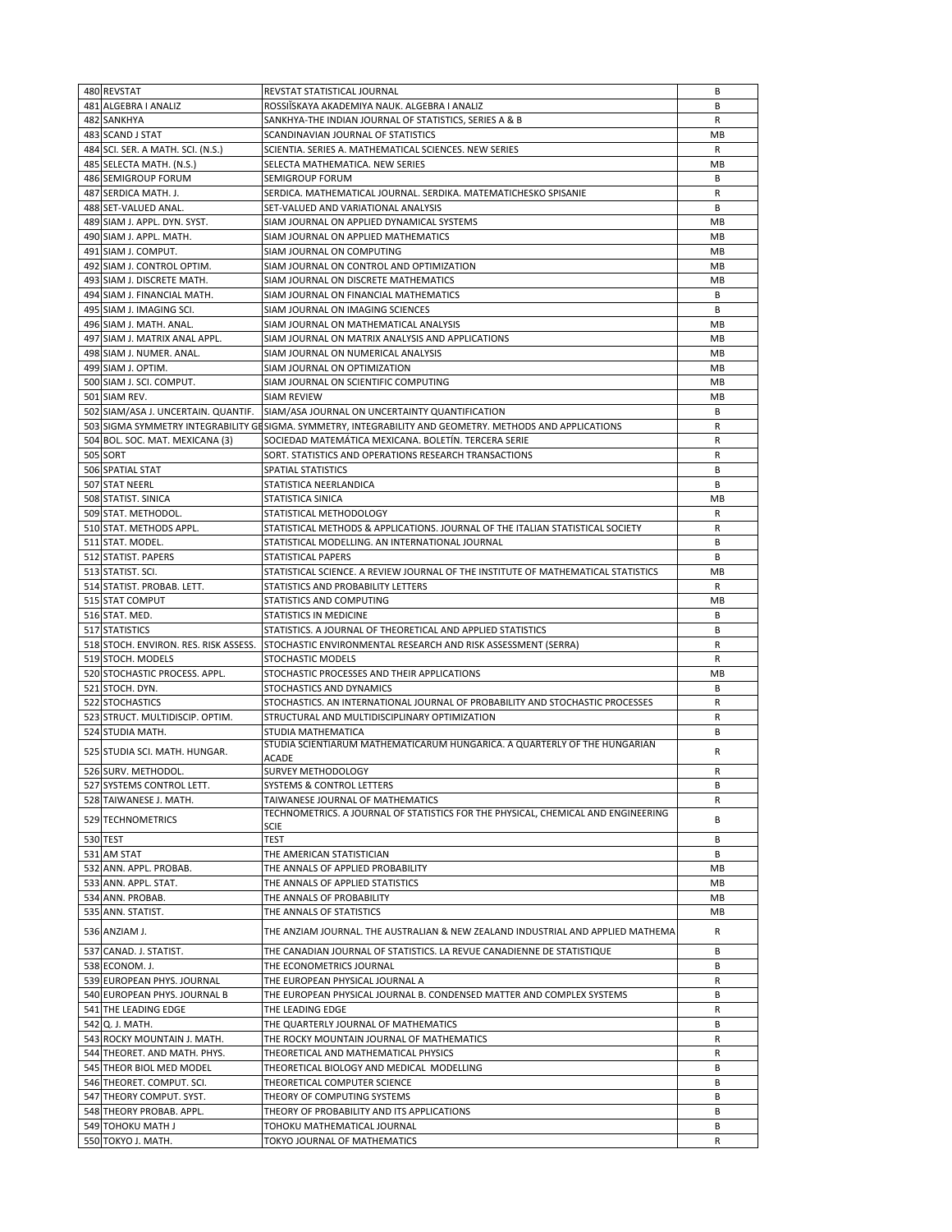| 480 | REVSTAT | REVSTAT STATISTICAL JOURNAL | B |
|---|---|---|---|
| 481 | ALGEBRA I ANALIZ | ROSSIĬSKAYA AKADEMIYA NAUK. ALGEBRA I ANALIZ | B |
| 482 | SANKHYA | SANKHYA-THE INDIAN JOURNAL OF STATISTICS, SERIES A & B | R |
| 483 | SCAND J STAT | SCANDINAVIAN JOURNAL OF STATISTICS | MB |
| 484 | SCI. SER. A MATH. SCI. (N.S.) | SCIENTIA. SERIES A. MATHEMATICAL SCIENCES. NEW SERIES | R |
| 485 | SELECTA MATH. (N.S.) | SELECTA MATHEMATICA. NEW SERIES | MB |
| 486 | SEMIGROUP FORUM | SEMIGROUP FORUM | B |
| 487 | SERDICA MATH. J. | SERDICA. MATHEMATICAL JOURNAL. SERDIKA. MATEMATICHESKO SPISANIE | R |
| 488 | SET-VALUED ANAL. | SET-VALUED AND VARIATIONAL ANALYSIS | B |
| 489 | SIAM J. APPL. DYN. SYST. | SIAM JOURNAL ON APPLIED DYNAMICAL SYSTEMS | MB |
| 490 | SIAM J. APPL. MATH. | SIAM JOURNAL ON APPLIED MATHEMATICS | MB |
| 491 | SIAM J. COMPUT. | SIAM JOURNAL ON COMPUTING | MB |
| 492 | SIAM J. CONTROL OPTIM. | SIAM JOURNAL ON CONTROL AND OPTIMIZATION | MB |
| 493 | SIAM J. DISCRETE MATH. | SIAM JOURNAL ON DISCRETE MATHEMATICS | MB |
| 494 | SIAM J. FINANCIAL MATH. | SIAM JOURNAL ON FINANCIAL MATHEMATICS | B |
| 495 | SIAM J. IMAGING SCI. | SIAM JOURNAL ON IMAGING SCIENCES | B |
| 496 | SIAM J. MATH. ANAL. | SIAM JOURNAL ON MATHEMATICAL ANALYSIS | MB |
| 497 | SIAM J. MATRIX ANAL APPL. | SIAM JOURNAL ON MATRIX ANALYSIS AND APPLICATIONS | MB |
| 498 | SIAM J. NUMER. ANAL. | SIAM JOURNAL ON NUMERICAL ANALYSIS | MB |
| 499 | SIAM J. OPTIM. | SIAM JOURNAL ON OPTIMIZATION | MB |
| 500 | SIAM J. SCI. COMPUT. | SIAM JOURNAL ON SCIENTIFIC COMPUTING | MB |
| 501 | SIAM REV. | SIAM REVIEW | MB |
| 502 | SIAM/ASA J. UNCERTAIN. QUANTIF. | SIAM/ASA JOURNAL ON UNCERTAINTY QUANTIFICATION | B |
| 503 | SIGMA SYMMETRY INTEGRABILITY GE | SIGMA. SYMMETRY, INTEGRABILITY AND GEOMETRY. METHODS AND APPLICATIONS | R |
| 504 | BOL. SOC. MAT. MEXICANA (3) | SOCIEDAD MATEMÁTICA MEXICANA. BOLETÍN. TERCERA SERIE | R |
| 505 | SORT | SORT. STATISTICS AND OPERATIONS RESEARCH TRANSACTIONS | R |
| 506 | SPATIAL STAT | SPATIAL STATISTICS | B |
| 507 | STAT NEERL | STATISTICA NEERLANDICA | B |
| 508 | STATIST. SINICA | STATISTICA SINICA | MB |
| 509 | STAT. METHODOL. | STATISTICAL METHODOLOGY | R |
| 510 | STAT. METHODS APPL. | STATISTICAL METHODS & APPLICATIONS. JOURNAL OF THE ITALIAN STATISTICAL SOCIETY | R |
| 511 | STAT. MODEL. | STATISTICAL MODELLING. AN INTERNATIONAL JOURNAL | B |
| 512 | STATIST. PAPERS | STATISTICAL PAPERS | B |
| 513 | STATIST. SCI. | STATISTICAL SCIENCE. A REVIEW JOURNAL OF THE INSTITUTE OF MATHEMATICAL STATISTICS | MB |
| 514 | STATIST. PROBAB. LETT. | STATISTICS AND PROBABILITY LETTERS | R |
| 515 | STAT COMPUT | STATISTICS AND COMPUTING | MB |
| 516 | STAT. MED. | STATISTICS IN MEDICINE | B |
| 517 | STATISTICS | STATISTICS. A JOURNAL OF THEORETICAL AND APPLIED STATISTICS | B |
| 518 | STOCH. ENVIRON. RES. RISK ASSESS. | STOCHASTIC ENVIRONMENTAL RESEARCH AND RISK ASSESSMENT (SERRA) | R |
| 519 | STOCH. MODELS | STOCHASTIC MODELS | R |
| 520 | STOCHASTIC PROCESS. APPL. | STOCHASTIC PROCESSES AND THEIR APPLICATIONS | MB |
| 521 | STOCH. DYN. | STOCHASTICS AND DYNAMICS | B |
| 522 | STOCHASTICS | STOCHASTICS. AN INTERNATIONAL JOURNAL OF PROBABILITY AND STOCHASTIC PROCESSES | R |
| 523 | STRUCT. MULTIDISCIP. OPTIM. | STRUCTURAL AND MULTIDISCIPLINARY OPTIMIZATION | R |
| 524 | STUDIA MATH. | STUDIA MATHEMATICA | B |
| 525 | STUDIA SCI. MATH. HUNGAR. | STUDIA SCIENTIARUM MATHEMATICARUM HUNGARICA. A QUARTERLY OF THE HUNGARIAN ACADE | R |
| 526 | SURV. METHODOL. | SURVEY METHODOLOGY | R |
| 527 | SYSTEMS CONTROL LETT. | SYSTEMS & CONTROL LETTERS | B |
| 528 | TAIWANESE J. MATH. | TAIWANESE JOURNAL OF MATHEMATICS | R |
| 529 | TECHNOMETRICS | TECHNOMETRICS. A JOURNAL OF STATISTICS FOR THE PHYSICAL, CHEMICAL AND ENGINEERING SCIE | B |
| 530 | TEST | TEST | B |
| 531 | AM STAT | THE AMERICAN STATISTICIAN | B |
| 532 | ANN. APPL. PROBAB. | THE ANNALS OF APPLIED PROBABILITY | MB |
| 533 | ANN. APPL. STAT. | THE ANNALS OF APPLIED STATISTICS | MB |
| 534 | ANN. PROBAB. | THE ANNALS OF PROBABILITY | MB |
| 535 | ANN. STATIST. | THE ANNALS OF STATISTICS | MB |
| 536 | ANZIAM J. | THE ANZIAM JOURNAL. THE AUSTRALIAN & NEW ZEALAND INDUSTRIAL AND APPLIED MATHEMA | R |
| 537 | CANAD. J. STATIST. | THE CANADIAN JOURNAL OF STATISTICS. LA REVUE CANADIENNE DE STATISTIQUE | B |
| 538 | ECONOM. J. | THE ECONOMETRICS JOURNAL | B |
| 539 | EUROPEAN PHYS. JOURNAL | THE EUROPEAN PHYSICAL JOURNAL A | R |
| 540 | EUROPEAN PHYS. JOURNAL B | THE EUROPEAN PHYSICAL JOURNAL B. CONDENSED MATTER AND COMPLEX SYSTEMS | B |
| 541 | THE LEADING EDGE | THE LEADING EDGE | R |
| 542 | Q. J. MATH. | THE QUARTERLY JOURNAL OF MATHEMATICS | B |
| 543 | ROCKY MOUNTAIN J. MATH. | THE ROCKY MOUNTAIN JOURNAL OF MATHEMATICS | R |
| 544 | THEORET. AND MATH. PHYS. | THEORETICAL AND MATHEMATICAL PHYSICS | R |
| 545 | THEOR BIOL MED MODEL | THEORETICAL BIOLOGY AND MEDICAL MODELLING | B |
| 546 | THEORET. COMPUT. SCI. | THEORETICAL COMPUTER SCIENCE | B |
| 547 | THEORY COMPUT. SYST. | THEORY OF COMPUTING SYSTEMS | B |
| 548 | THEORY PROBAB. APPL. | THEORY OF PROBABILITY AND ITS APPLICATIONS | B |
| 549 | TOHOKU MATH J | TOHOKU MATHEMATICAL JOURNAL | B |
| 550 | TOKYO J. MATH. | TOKYO JOURNAL OF MATHEMATICS | R |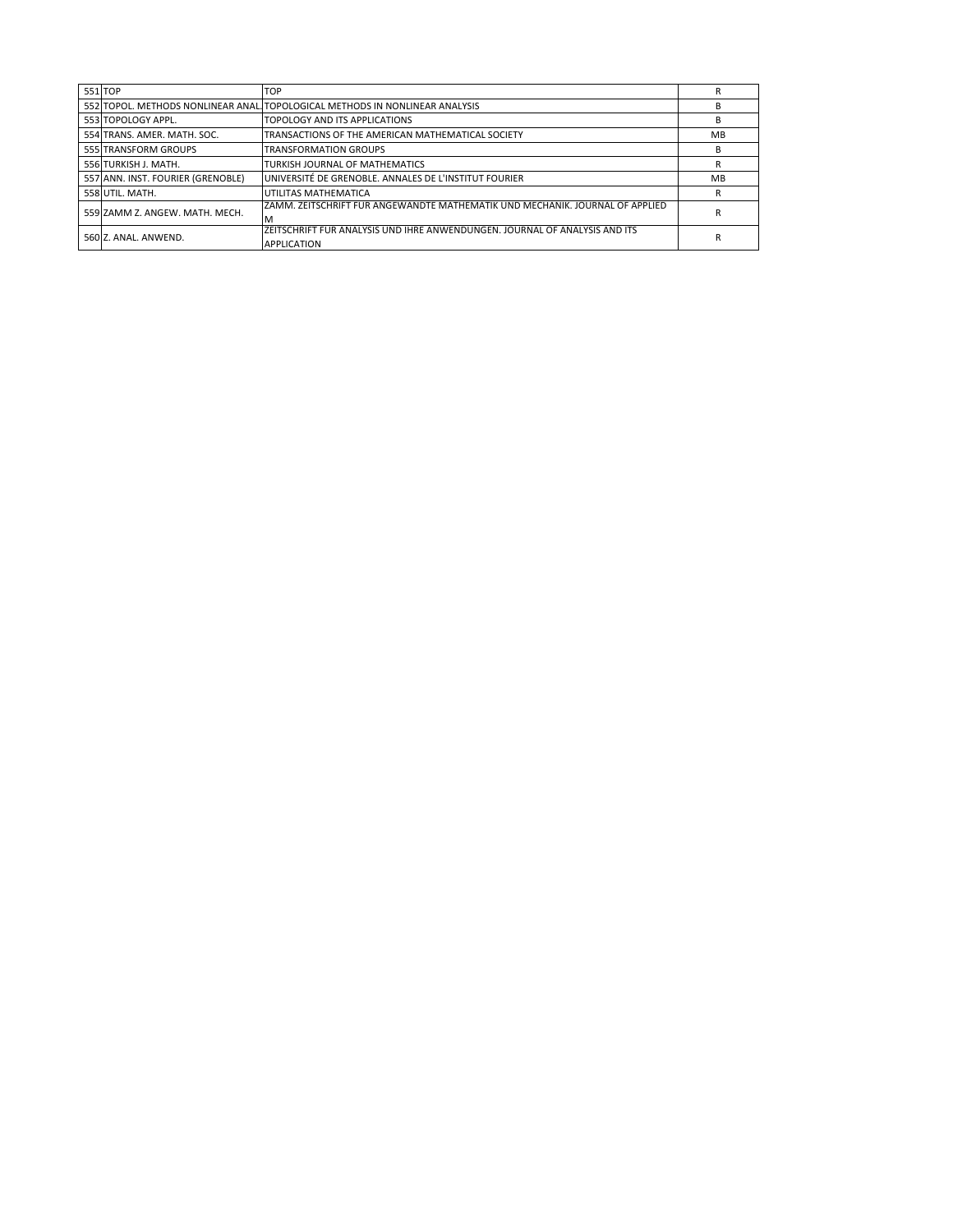| | | | |
|---|---|---|---|
| 551 | TOP | TOP | R |
| 552 | TOPOL. METHODS NONLINEAR ANAL. | TOPOLOGICAL METHODS IN NONLINEAR ANALYSIS | B |
| 553 | TOPOLOGY APPL. | TOPOLOGY AND ITS APPLICATIONS | B |
| 554 | TRANS. AMER. MATH. SOC. | TRANSACTIONS OF THE AMERICAN MATHEMATICAL SOCIETY | MB |
| 555 | TRANSFORM GROUPS | TRANSFORMATION GROUPS | B |
| 556 | TURKISH J. MATH. | TURKISH JOURNAL OF MATHEMATICS | R |
| 557 | ANN. INST. FOURIER (GRENOBLE) | UNIVERSITÉ DE GRENOBLE. ANNALES DE L'INSTITUT FOURIER | MB |
| 558 | UTIL. MATH. | UTILITAS MATHEMATICA | R |
| 559 | ZAMM Z. ANGEW. MATH. MECH. | ZAMM. ZEITSCHRIFT FUR ANGEWANDTE MATHEMATIK UND MECHANIK. JOURNAL OF APPLIED M | R |
| 560 | Z. ANAL. ANWEND. | ZEITSCHRIFT FUR ANALYSIS UND IHRE ANWENDUNGEN. JOURNAL OF ANALYSIS AND ITS APPLICATION | R |